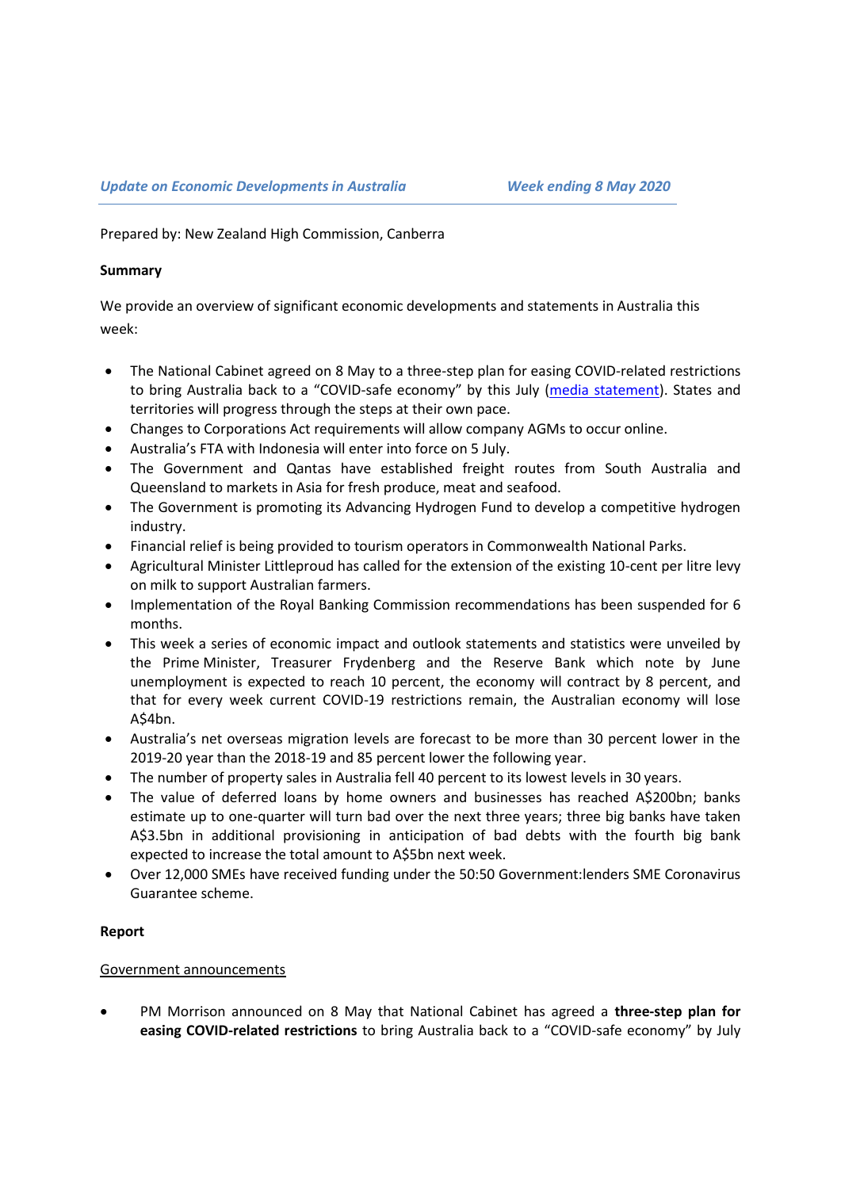*Update on Economic Developments in Australia* *Week ending 8 May 2020*

Prepared by: New Zealand High Commission, Canberra

**Summary**

We provide an overview of significant economic developments and statements in Australia this week:

- The National Cabinet agreed on 8 May to a three-step plan for easing COVID-related restrictions to bring Australia back to a "COVID-safe economy" by this July (media statement). States and territories will progress through the steps at their own pace.
- Changes to Corporations Act requirements will allow company AGMs to occur online.
- Australia's FTA with Indonesia will enter into force on 5 July.
- The Government and Qantas have established freight routes from South Australia and Queensland to markets in Asia for fresh produce, meat and seafood.
- The Government is promoting its Advancing Hydrogen Fund to develop a competitive hydrogen industry.
- Financial relief is being provided to tourism operators in Commonwealth National Parks.
- Agricultural Minister Littleproud has called for the extension of the existing 10-cent per litre levy on milk to support Australian farmers.
- Implementation of the Royal Banking Commission recommendations has been suspended for 6 months.
- This week a series of economic impact and outlook statements and statistics were unveiled by the Prime Minister, Treasurer Frydenberg and the Reserve Bank which note by June unemployment is expected to reach 10 percent, the economy will contract by 8 percent, and that for every week current COVID-19 restrictions remain, the Australian economy will lose A$4bn.
- Australia's net overseas migration levels are forecast to be more than 30 percent lower in the 2019-20 year than the 2018-19 and 85 percent lower the following year.
- The number of property sales in Australia fell 40 percent to its lowest levels in 30 years.
- The value of deferred loans by home owners and businesses has reached A$200bn; banks estimate up to one-quarter will turn bad over the next three years; three big banks have taken A$3.5bn in additional provisioning in anticipation of bad debts with the fourth big bank expected to increase the total amount to A$5bn next week.
- Over 12,000 SMEs have received funding under the 50:50 Government:lenders SME Coronavirus Guarantee scheme.

**Report**

Government announcements

- PM Morrison announced on 8 May that National Cabinet has agreed a **three-step plan for easing COVID-related restrictions** to bring Australia back to a "COVID-safe economy" by July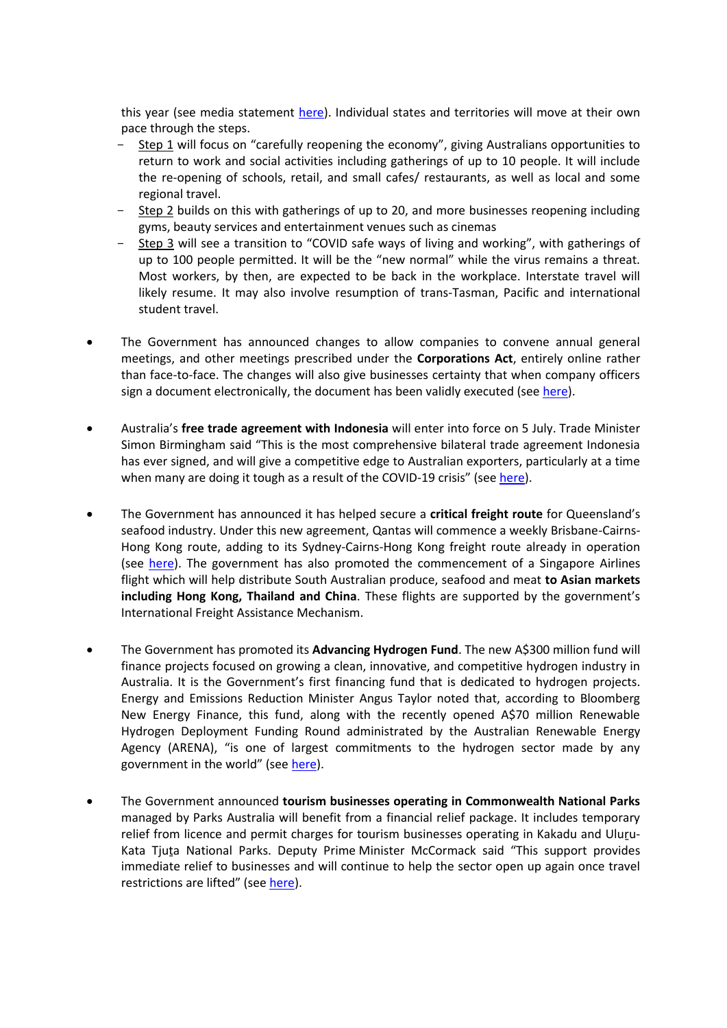this year (see media statement [here](#)). Individual states and territories will move at their own pace through the steps.

- Step 1 will focus on "carefully reopening the economy", giving Australians opportunities to return to work and social activities including gatherings of up to 10 people. It will include the re-opening of schools, retail, and small cafes/ restaurants, as well as local and some regional travel.
- Step 2 builds on this with gatherings of up to 20, and more businesses reopening including gyms, beauty services and entertainment venues such as cinemas
- Step 3 will see a transition to "COVID safe ways of living and working", with gatherings of up to 100 people permitted. It will be the "new normal" while the virus remains a threat. Most workers, by then, are expected to be back in the workplace. Interstate travel will likely resume. It may also involve resumption of trans-Tasman, Pacific and international student travel.

- The Government has announced changes to allow companies to convene annual general meetings, and other meetings prescribed under the **Corporations Act**, entirely online rather than face-to-face. The changes will also give businesses certainty that when company officers sign a document electronically, the document has been validly executed (see [here](#)).

- Australia's **free trade agreement with Indonesia** will enter into force on 5 July. Trade Minister Simon Birmingham said "This is the most comprehensive bilateral trade agreement Indonesia has ever signed, and will give a competitive edge to Australian exporters, particularly at a time when many are doing it tough as a result of the COVID-19 crisis" (see [here](#)).

- The Government has announced it has helped secure a **critical freight route** for Queensland's seafood industry. Under this new agreement, Qantas will commence a weekly Brisbane-Cairns-Hong Kong route, adding to its Sydney-Cairns-Hong Kong freight route already in operation (see [here](#)). The government has also promoted the commencement of a Singapore Airlines flight which will help distribute South Australian produce, seafood and meat **to Asian markets including Hong Kong, Thailand and China**. These flights are supported by the government's International Freight Assistance Mechanism.

- The Government has promoted its **Advancing Hydrogen Fund**. The new A$300 million fund will finance projects focused on growing a clean, innovative, and competitive hydrogen industry in Australia. It is the Government's first financing fund that is dedicated to hydrogen projects. Energy and Emissions Reduction Minister Angus Taylor noted that, according to Bloomberg New Energy Finance, this fund, along with the recently opened A$70 million Renewable Hydrogen Deployment Funding Round administrated by the Australian Renewable Energy Agency (ARENA), "is one of largest commitments to the hydrogen sector made by any government in the world" (see [here](#)).

- The Government announced **tourism businesses operating in Commonwealth National Parks** managed by Parks Australia will benefit from a financial relief package. It includes temporary relief from licence and permit charges for tourism businesses operating in Kakadu and Uluṟu-Kata Tjuṯa National Parks. Deputy Prime Minister McCormack said "This support provides immediate relief to businesses and will continue to help the sector open up again once travel restrictions are lifted" (see [here](#)).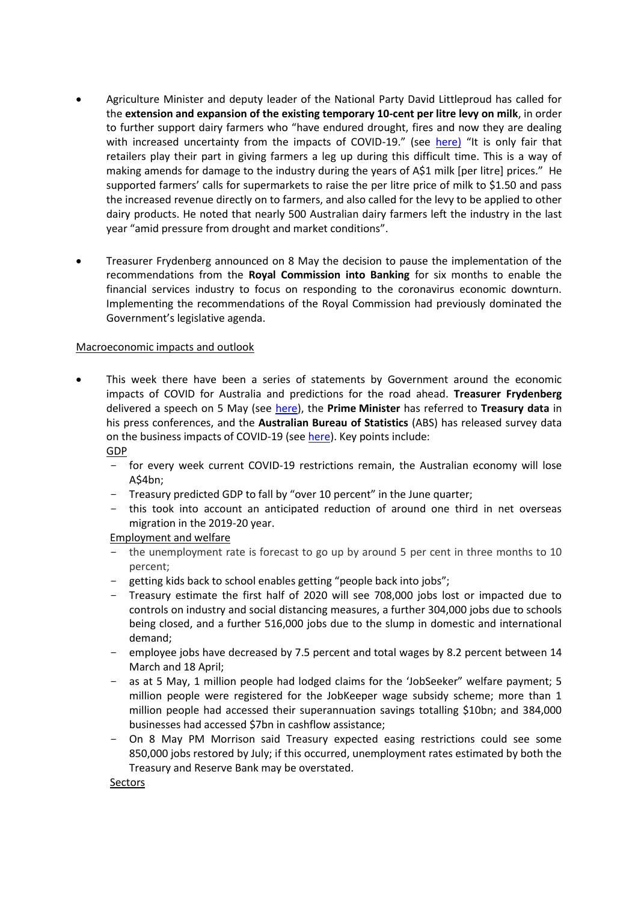- Agriculture Minister and deputy leader of the National Party David Littleproud has called for the **extension and expansion of the existing temporary 10-cent per litre levy on milk**, in order to further support dairy farmers who "have endured drought, fires and now they are dealing with increased uncertainty from the impacts of COVID-19." (see here) "It is only fair that retailers play their part in giving farmers a leg up during this difficult time. This is a way of making amends for damage to the industry during the years of A$1 milk [per litre] prices." He supported farmers' calls for supermarkets to raise the per litre price of milk to $1.50 and pass the increased revenue directly on to farmers, and also called for the levy to be applied to other dairy products. He noted that nearly 500 Australian dairy farmers left the industry in the last year "amid pressure from drought and market conditions".

- Treasurer Frydenberg announced on 8 May the decision to pause the implementation of the recommendations from the **Royal Commission into Banking** for six months to enable the financial services industry to focus on responding to the coronavirus economic downturn. Implementing the recommendations of the Royal Commission had previously dominated the Government's legislative agenda.

<u>Macroeconomic impacts and outlook</u>

- This week there have been a series of statements by Government around the economic impacts of COVID for Australia and predictions for the road ahead. **Treasurer Frydenberg** delivered a speech on 5 May (see here), the **Prime Minister** has referred to **Treasury data** in his press conferences, and the **Australian Bureau of Statistics** (ABS) has released survey data on the business impacts of COVID-19 (see here). Key points include:

  <u>GDP</u>

  - for every week current COVID-19 restrictions remain, the Australian economy will lose A$4bn;
  - Treasury predicted GDP to fall by "over 10 percent" in the June quarter;
  - this took into account an anticipated reduction of around one third in net overseas migration in the 2019-20 year.

  <u>Employment and welfare</u>

  - the unemployment rate is forecast to go up by around 5 per cent in three months to 10 percent;
  - getting kids back to school enables getting "people back into jobs";
  - Treasury estimate the first half of 2020 will see 708,000 jobs lost or impacted due to controls on industry and social distancing measures, a further 304,000 jobs due to schools being closed, and a further 516,000 jobs due to the slump in domestic and international demand;
  - employee jobs have decreased by 7.5 percent and total wages by 8.2 percent between 14 March and 18 April;
  - as at 5 May, 1 million people had lodged claims for the 'JobSeeker" welfare payment; 5 million people were registered for the JobKeeper wage subsidy scheme; more than 1 million people had accessed their superannuation savings totalling $10bn; and 384,000 businesses had accessed $7bn in cashflow assistance;
  - On 8 May PM Morrison said Treasury expected easing restrictions could see some 850,000 jobs restored by July; if this occurred, unemployment rates estimated by both the Treasury and Reserve Bank may be overstated.

  <u>Sectors</u>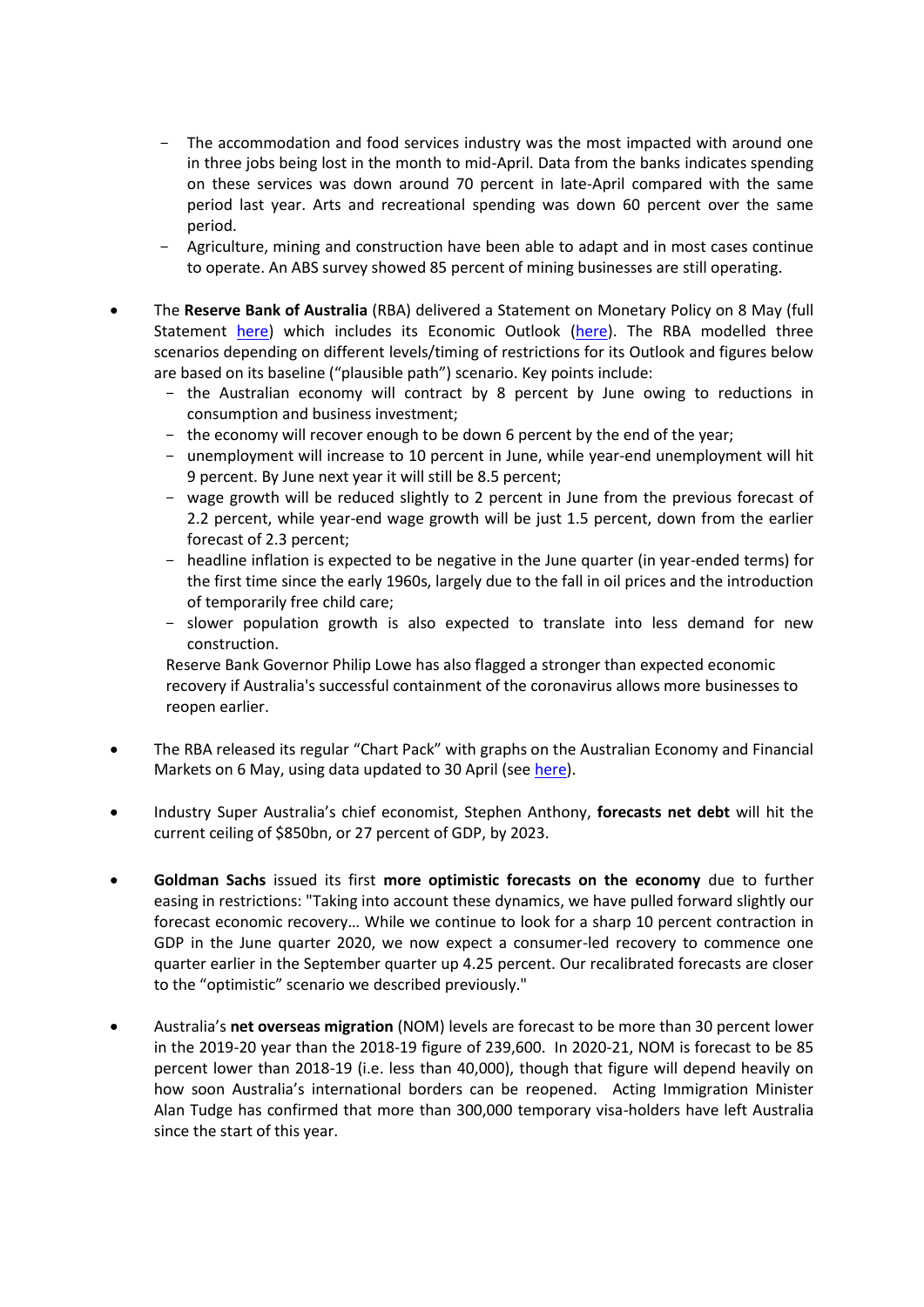- The accommodation and food services industry was the most impacted with around one in three jobs being lost in the month to mid-April. Data from the banks indicates spending on these services was down around 70 percent in late-April compared with the same period last year. Arts and recreational spending was down 60 percent over the same period.
  - Agriculture, mining and construction have been able to adapt and in most cases continue to operate. An ABS survey showed 85 percent of mining businesses are still operating.

- The **Reserve Bank of Australia** (RBA) delivered a Statement on Monetary Policy on 8 May (full Statement here) which includes its Economic Outlook (here). The RBA modelled three scenarios depending on different levels/timing of restrictions for its Outlook and figures below are based on its baseline ("plausible path") scenario. Key points include:
  - the Australian economy will contract by 8 percent by June owing to reductions in consumption and business investment;
  - the economy will recover enough to be down 6 percent by the end of the year;
  - unemployment will increase to 10 percent in June, while year-end unemployment will hit 9 percent. By June next year it will still be 8.5 percent;
  - wage growth will be reduced slightly to 2 percent in June from the previous forecast of 2.2 percent, while year-end wage growth will be just 1.5 percent, down from the earlier forecast of 2.3 percent;
  - headline inflation is expected to be negative in the June quarter (in year-ended terms) for the first time since the early 1960s, largely due to the fall in oil prices and the introduction of temporarily free child care;
  - slower population growth is also expected to translate into less demand for new construction.

  Reserve Bank Governor Philip Lowe has also flagged a stronger than expected economic recovery if Australia's successful containment of the coronavirus allows more businesses to reopen earlier.

- The RBA released its regular "Chart Pack" with graphs on the Australian Economy and Financial Markets on 6 May, using data updated to 30 April (see here).

- Industry Super Australia's chief economist, Stephen Anthony, **forecasts net debt** will hit the current ceiling of $850bn, or 27 percent of GDP, by 2023.

- **Goldman Sachs** issued its first **more optimistic forecasts on the economy** due to further easing in restrictions: "Taking into account these dynamics, we have pulled forward slightly our forecast economic recovery… While we continue to look for a sharp 10 percent contraction in GDP in the June quarter 2020, we now expect a consumer-led recovery to commence one quarter earlier in the September quarter up 4.25 percent. Our recalibrated forecasts are closer to the "optimistic" scenario we described previously."

- Australia's **net overseas migration** (NOM) levels are forecast to be more than 30 percent lower in the 2019-20 year than the 2018-19 figure of 239,600. In 2020-21, NOM is forecast to be 85 percent lower than 2018-19 (i.e. less than 40,000), though that figure will depend heavily on how soon Australia's international borders can be reopened. Acting Immigration Minister Alan Tudge has confirmed that more than 300,000 temporary visa-holders have left Australia since the start of this year.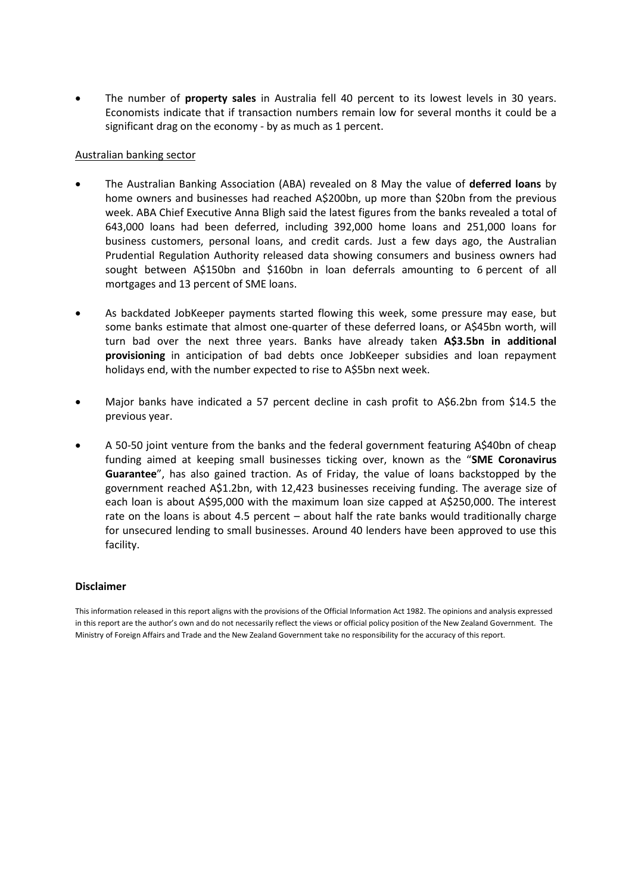- The number of **property sales** in Australia fell 40 percent to its lowest levels in 30 years. Economists indicate that if transaction numbers remain low for several months it could be a significant drag on the economy - by as much as 1 percent.

Australian banking sector

- The Australian Banking Association (ABA) revealed on 8 May the value of **deferred loans** by home owners and businesses had reached A$200bn, up more than $20bn from the previous week. ABA Chief Executive Anna Bligh said the latest figures from the banks revealed a total of 643,000 loans had been deferred, including 392,000 home loans and 251,000 loans for business customers, personal loans, and credit cards. Just a few days ago, the Australian Prudential Regulation Authority released data showing consumers and business owners had sought between A$150bn and $160bn in loan deferrals amounting to 6 percent of all mortgages and 13 percent of SME loans.

- As backdated JobKeeper payments started flowing this week, some pressure may ease, but some banks estimate that almost one-quarter of these deferred loans, or A$45bn worth, will turn bad over the next three years. Banks have already taken **A$3.5bn in additional provisioning** in anticipation of bad debts once JobKeeper subsidies and loan repayment holidays end, with the number expected to rise to A$5bn next week.

- Major banks have indicated a 57 percent decline in cash profit to A$6.2bn from $14.5 the previous year.

- A 50-50 joint venture from the banks and the federal government featuring A$40bn of cheap funding aimed at keeping small businesses ticking over, known as the "**SME Coronavirus Guarantee**", has also gained traction. As of Friday, the value of loans backstopped by the government reached A$1.2bn, with 12,423 businesses receiving funding. The average size of each loan is about A$95,000 with the maximum loan size capped at A$250,000. The interest rate on the loans is about 4.5 percent – about half the rate banks would traditionally charge for unsecured lending to small businesses. Around 40 lenders have been approved to use this facility.

**Disclaimer**

This information released in this report aligns with the provisions of the Official Information Act 1982. The opinions and analysis expressed in this report are the author's own and do not necessarily reflect the views or official policy position of the New Zealand Government. The Ministry of Foreign Affairs and Trade and the New Zealand Government take no responsibility for the accuracy of this report.